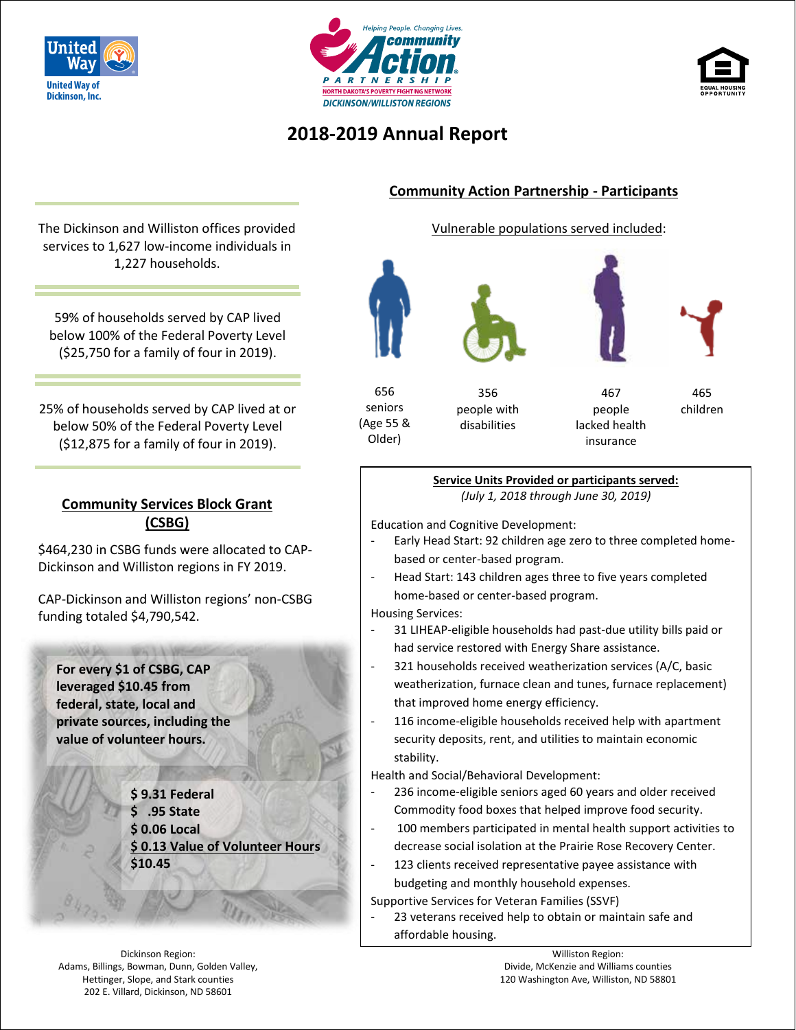United Way

United Way of Dickinson, Inc.

Helping People. Changing Lives.

community Action PARTNERSHIP

NORTH DAKOTA'S POVERTY FIGHTING NETWORK

DICKINSON/WILLISTON REGIONS

EQUAL HOUSING OPPORTUNITY

# 2018-2019 Annual Report

The Dickinson and Williston offices provided services to 1,627 low-income individuals in 1,227 households.

59% of households served by CAP lived below 100% of the Federal Poverty Level ($25,750 for a family of four in 2019).

25% of households served by CAP lived at or below 50% of the Federal Poverty Level ($12,875 for a family of four in 2019).

## Community Services Block Grant (CSBG)

$464,230 in CSBG funds were allocated to CAP-Dickinson and Williston regions in FY 2019.

CAP-Dickinson and Williston regions' non-CSBG funding totaled $4,790,542.

**For every $1 of CSBG, CAP leveraged $10.45 from federal, state, local and private sources, including the value of volunteer hours.**

**$ 9.31 Federal**
**$ .95 State**
**$ 0.06 Local**
**$ 0.13 Value of Volunteer Hours**
**$10.45**

## Community Action Partnership - Participants

Vulnerable populations served included:

- 656 seniors (Age 55 & Older)
- 356 people with disabilities
- 467 people lacked health insurance
- 465 children

**Service Units Provided or participants served:**
*(July 1, 2018 through June 30, 2019)*

Education and Cognitive Development:

- Early Head Start: 92 children age zero to three completed home-based or center-based program.
- Head Start: 143 children ages three to five years completed home-based or center-based program.

Housing Services:

- 31 LIHEAP-eligible households had past-due utility bills paid or had service restored with Energy Share assistance.
- 321 households received weatherization services (A/C, basic weatherization, furnace clean and tunes, furnace replacement) that improved home energy efficiency.
- 116 income-eligible households received help with apartment security deposits, rent, and utilities to maintain economic stability.

Health and Social/Behavioral Development:

- 236 income-eligible seniors aged 60 years and older received Commodity food boxes that helped improve food security.
- 100 members participated in mental health support activities to decrease social isolation at the Prairie Rose Recovery Center.
- 123 clients received representative payee assistance with budgeting and monthly household expenses.

Supportive Services for Veteran Families (SSVF)

- 23 veterans received help to obtain or maintain safe and affordable housing.

Dickinson Region:
Adams, Billings, Bowman, Dunn, Golden Valley, Hettinger, Slope, and Stark counties
202 E. Villard, Dickinson, ND 58601

Williston Region:
Divide, McKenzie and Williams counties
120 Washington Ave, Williston, ND 58801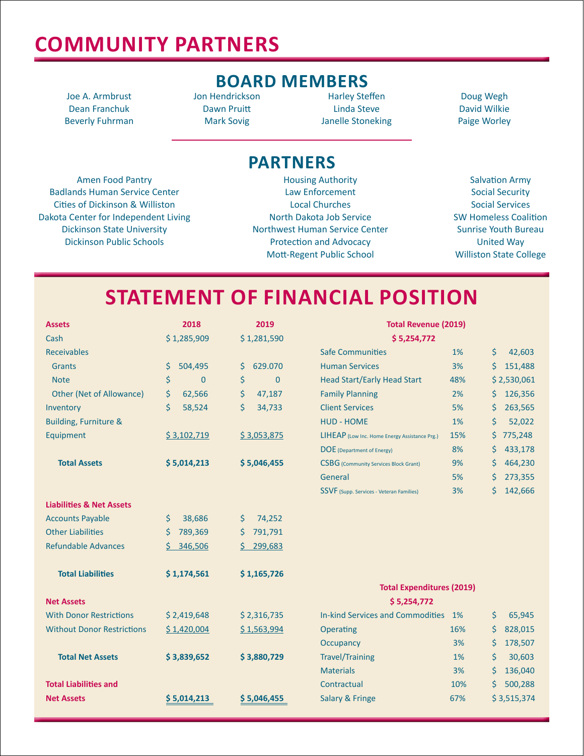# COMMUNITY PARTNERS

## BOARD MEMBERS

Joe A. Armbrust
Dean Franchuk
Beverly Fuhrman
Jon Hendrickson
Dawn Pruitt
Mark Sovig
Harley Steffen
Linda Steve
Janelle Stoneking
Doug Wegh
David Wilkie
Paige Worley

## PARTNERS

Amen Food Pantry
Badlands Human Service Center
Cities of Dickinson & Williston
Dakota Center for Independent Living
Dickinson State University
Dickinson Public Schools
Housing Authority
Law Enforcement
Local Churches
North Dakota Job Service
Northwest Human Service Center
Protection and Advocacy
Mott-Regent Public School
Salvation Army
Social Security
Social Services
SW Homeless Coalition
Sunrise Youth Bureau
United Way
Williston State College

# STATEMENT OF FINANCIAL POSITION

| Assets | 2018 | 2019 |
|---|---|---|
| Cash | $ 1,285,909 | $ 1,281,590 |
| Receivables | | |
| Grants | $ 504,495 | $ 629.070 |
| Note | $ 0 | $ 0 |
| Other (Net of Allowance) | $ 62,566 | $ 47,187 |
| Inventory | $ 58,524 | $ 34,733 |
| Building, Furniture & Equipment | $ 3,102,719 | $ 3,053,875 |
| **Total Assets** | **$ 5,014,213** | **$ 5,046,455** |
| **Liabilities & Net Assets** | | |
| Accounts Payable | $ 38,686 | $ 74,252 |
| Other Liabilities | $ 789,369 | $ 791,791 |
| Refundable Advances | $ 346,506 | $ 299,683 |
| **Total Liabilities** | **$ 1,174,561** | **$ 1,165,726** |
| **Net Assets** | | |
| With Donor Restrictions | $ 2,419,648 | $ 2,316,735 |
| Without Donor Restrictions | $ 1,420,004 | $ 1,563,994 |
| **Total Net Assets** | **$ 3,839,652** | **$ 3,880,729** |
| **Total Liabilities and Net Assets** | **$ 5,014,213** | **$ 5,046,455** |

**Total Revenue (2019)**
**$ 5,254,772**

| | | |
|---|---|---|
| Safe Communities | 1% | $ 42,603 |
| Human Services | 3% | $ 151,488 |
| Head Start/Early Head Start | 48% | $ 2,530,061 |
| Family Planning | 2% | $ 126,356 |
| Client Services | 5% | $ 263,565 |
| HUD - HOME | 1% | $ 52,022 |
| LIHEAP (Low Inc. Home Energy Assistance Prg.) | 15% | $ 775,248 |
| DOE (Department of Energy) | 8% | $ 433,178 |
| CSBG (Community Services Block Grant) | 9% | $ 464,230 |
| General | 5% | $ 273,355 |
| SSVF (Supp. Services - Veteran Families) | 3% | $ 142,666 |

**Total Expenditures (2019)**
**$ 5,254,772**

| | | |
|---|---|---|
| In-kind Services and Commodities | 1% | $ 65,945 |
| Operating | 16% | $ 828,015 |
| Occupancy | 3% | $ 178,507 |
| Travel/Training | 1% | $ 30,603 |
| Materials | 3% | $ 136,040 |
| Contractual | 10% | $ 500,288 |
| Salary & Fringe | 67% | $ 3,515,374 |